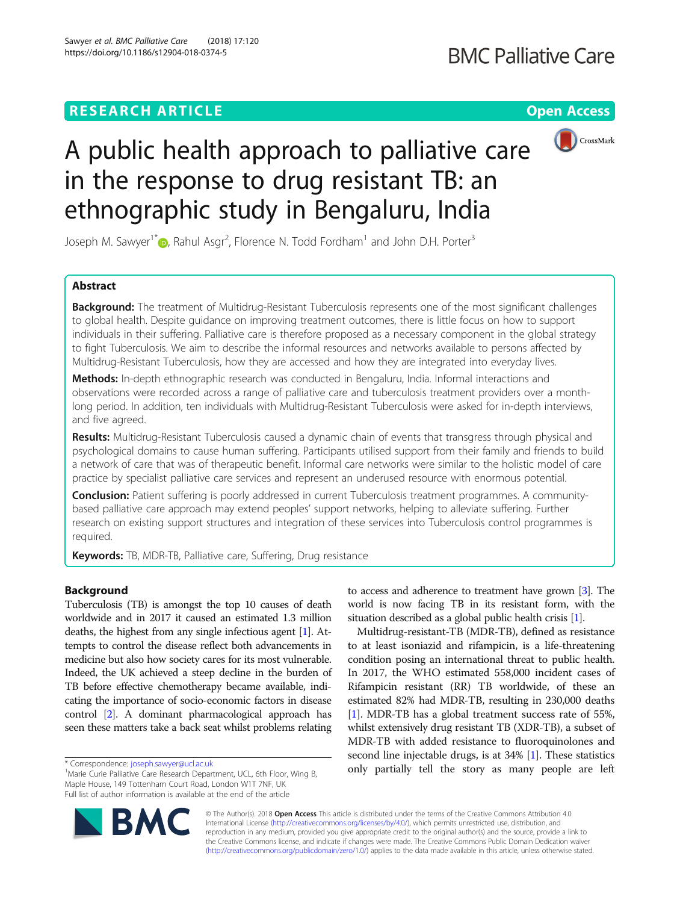RESEARCH ARTICLE

Open Access

# A public health approach to palliative care in the response to drug resistant TB: an ethnographic study in Bengaluru, India

Joseph M. Sawyer[1*], Rahul Asgr[2], Florence N. Todd Fordham[1] and John D.H. Porter[3]

## Abstract

**Background:** The treatment of Multidrug-Resistant Tuberculosis represents one of the most significant challenges to global health. Despite guidance on improving treatment outcomes, there is little focus on how to support individuals in their suffering. Palliative care is therefore proposed as a necessary component in the global strategy to fight Tuberculosis. We aim to describe the informal resources and networks available to persons affected by Multidrug-Resistant Tuberculosis, how they are accessed and how they are integrated into everyday lives.

**Methods:** In-depth ethnographic research was conducted in Bengaluru, India. Informal interactions and observations were recorded across a range of palliative care and tuberculosis treatment providers over a month-long period. In addition, ten individuals with Multidrug-Resistant Tuberculosis were asked for in-depth interviews, and five agreed.

**Results:** Multidrug-Resistant Tuberculosis caused a dynamic chain of events that transgress through physical and psychological domains to cause human suffering. Participants utilised support from their family and friends to build a network of care that was of therapeutic benefit. Informal care networks were similar to the holistic model of care practice by specialist palliative care services and represent an underused resource with enormous potential.

**Conclusion:** Patient suffering is poorly addressed in current Tuberculosis treatment programmes. A community-based palliative care approach may extend peoples' support networks, helping to alleviate suffering. Further research on existing support structures and integration of these services into Tuberculosis control programmes is required.

**Keywords:** TB, MDR-TB, Palliative care, Suffering, Drug resistance

## Background

Tuberculosis (TB) is amongst the top 10 causes of death worldwide and in 2017 it caused an estimated 1.3 million deaths, the highest from any single infectious agent [1]. Attempts to control the disease reflect both advancements in medicine but also how society cares for its most vulnerable. Indeed, the UK achieved a steep decline in the burden of TB before effective chemotherapy became available, indicating the importance of socio-economic factors in disease control [2]. A dominant pharmacological approach has seen these matters take a back seat whilst problems relating to access and adherence to treatment have grown [3]. The world is now facing TB in its resistant form, with the situation described as a global public health crisis [1].

Multidrug-resistant-TB (MDR-TB), defined as resistance to at least isoniazid and rifampicin, is a life-threatening condition posing an international threat to public health. In 2017, the WHO estimated 558,000 incident cases of Rifampicin resistant (RR) TB worldwide, of these an estimated 82% had MDR-TB, resulting in 230,000 deaths [1]. MDR-TB has a global treatment success rate of 55%, whilst extensively drug resistant TB (XDR-TB), a subset of MDR-TB with added resistance to fluoroquinolones and second line injectable drugs, is at 34% [1]. These statistics only partially tell the story as many people are left

* Correspondence: joseph.sawyer@ucl.ac.uk
[1]Marie Curie Palliative Care Research Department, UCL, 6th Floor, Wing B, Maple House, 149 Tottenham Court Road, London W1T 7NF, UK
Full list of author information is available at the end of the article

© The Author(s). 2018 **Open Access** This article is distributed under the terms of the Creative Commons Attribution 4.0 International License (http://creativecommons.org/licenses/by/4.0/), which permits unrestricted use, distribution, and reproduction in any medium, provided you give appropriate credit to the original author(s) and the source, provide a link to the Creative Commons license, and indicate if changes were made. The Creative Commons Public Domain Dedication waiver (http://creativecommons.org/publicdomain/zero/1.0/) applies to the data made available in this article, unless otherwise stated.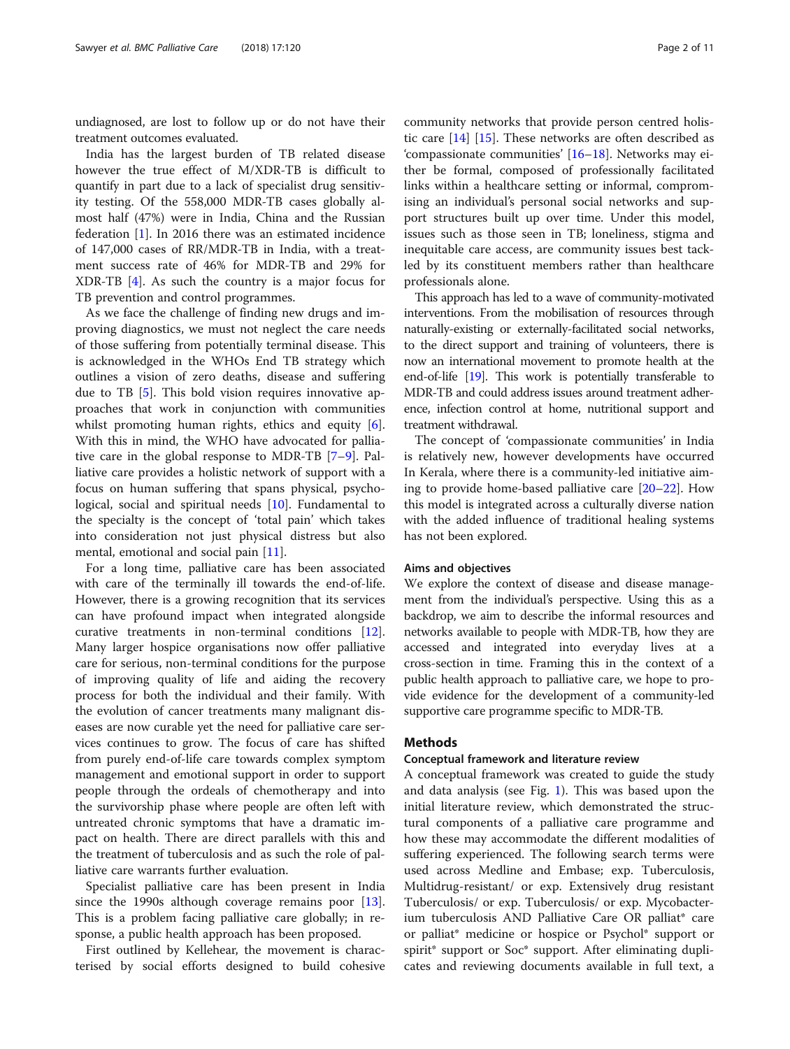undiagnosed, are lost to follow up or do not have their treatment outcomes evaluated.

India has the largest burden of TB related disease however the true effect of M/XDR-TB is difficult to quantify in part due to a lack of specialist drug sensitivity testing. Of the 558,000 MDR-TB cases globally almost half (47%) were in India, China and the Russian federation [1]. In 2016 there was an estimated incidence of 147,000 cases of RR/MDR-TB in India, with a treatment success rate of 46% for MDR-TB and 29% for XDR-TB [4]. As such the country is a major focus for TB prevention and control programmes.

As we face the challenge of finding new drugs and improving diagnostics, we must not neglect the care needs of those suffering from potentially terminal disease. This is acknowledged in the WHOs End TB strategy which outlines a vision of zero deaths, disease and suffering due to TB [5]. This bold vision requires innovative approaches that work in conjunction with communities whilst promoting human rights, ethics and equity [6]. With this in mind, the WHO have advocated for palliative care in the global response to MDR-TB [7–9]. Palliative care provides a holistic network of support with a focus on human suffering that spans physical, psychological, social and spiritual needs [10]. Fundamental to the specialty is the concept of 'total pain' which takes into consideration not just physical distress but also mental, emotional and social pain [11].

For a long time, palliative care has been associated with care of the terminally ill towards the end-of-life. However, there is a growing recognition that its services can have profound impact when integrated alongside curative treatments in non-terminal conditions [12]. Many larger hospice organisations now offer palliative care for serious, non-terminal conditions for the purpose of improving quality of life and aiding the recovery process for both the individual and their family. With the evolution of cancer treatments many malignant diseases are now curable yet the need for palliative care services continues to grow. The focus of care has shifted from purely end-of-life care towards complex symptom management and emotional support in order to support people through the ordeals of chemotherapy and into the survivorship phase where people are often left with untreated chronic symptoms that have a dramatic impact on health. There are direct parallels with this and the treatment of tuberculosis and as such the role of palliative care warrants further evaluation.

Specialist palliative care has been present in India since the 1990s although coverage remains poor [13]. This is a problem facing palliative care globally; in response, a public health approach has been proposed.

First outlined by Kellehear, the movement is characterised by social efforts designed to build cohesive community networks that provide person centred holistic care [14] [15]. These networks are often described as 'compassionate communities' [16–18]. Networks may either be formal, composed of professionally facilitated links within a healthcare setting or informal, compromising an individual's personal social networks and support structures built up over time. Under this model, issues such as those seen in TB; loneliness, stigma and inequitable care access, are community issues best tackled by its constituent members rather than healthcare professionals alone.

This approach has led to a wave of community-motivated interventions. From the mobilisation of resources through naturally-existing or externally-facilitated social networks, to the direct support and training of volunteers, there is now an international movement to promote health at the end-of-life [19]. This work is potentially transferable to MDR-TB and could address issues around treatment adherence, infection control at home, nutritional support and treatment withdrawal.

The concept of 'compassionate communities' in India is relatively new, however developments have occurred In Kerala, where there is a community-led initiative aiming to provide home-based palliative care [20–22]. How this model is integrated across a culturally diverse nation with the added influence of traditional healing systems has not been explored.

### Aims and objectives

We explore the context of disease and disease management from the individual's perspective. Using this as a backdrop, we aim to describe the informal resources and networks available to people with MDR-TB, how they are accessed and integrated into everyday lives at a cross-section in time. Framing this in the context of a public health approach to palliative care, we hope to provide evidence for the development of a community-led supportive care programme specific to MDR-TB.

## Methods

### Conceptual framework and literature review

A conceptual framework was created to guide the study and data analysis (see Fig. 1). This was based upon the initial literature review, which demonstrated the structural components of a palliative care programme and how these may accommodate the different modalities of suffering experienced. The following search terms were used across Medline and Embase; exp. Tuberculosis, Multidrug-resistant/ or exp. Extensively drug resistant Tuberculosis/ or exp. Tuberculosis/ or exp. Mycobacterium tuberculosis AND Palliative Care OR palliat* care or palliat* medicine or hospice or Psychol* support or spirit* support or Soc* support. After eliminating duplicates and reviewing documents available in full text, a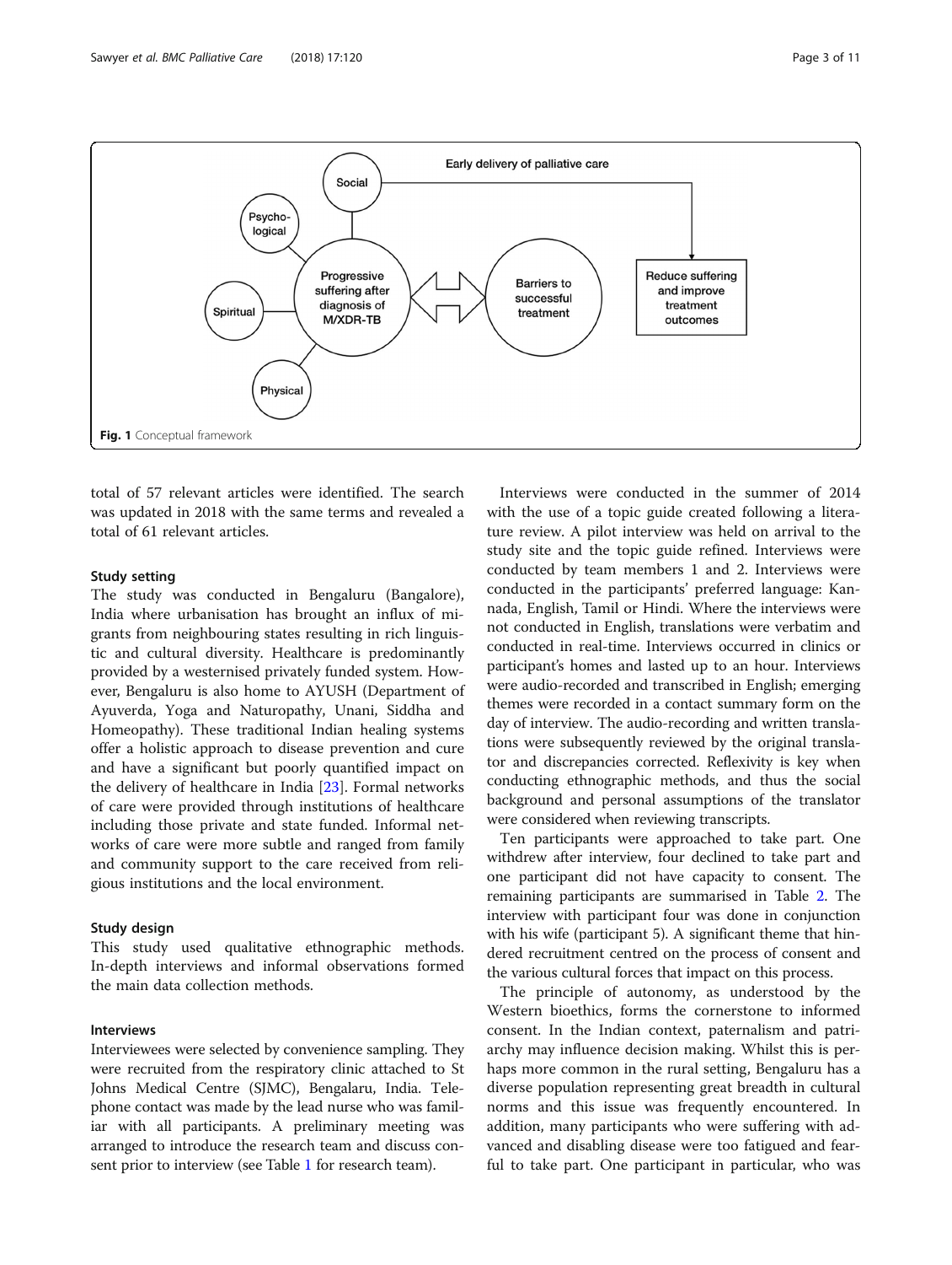Fig. 1 Conceptual framework

total of 57 relevant articles were identified. The search was updated in 2018 with the same terms and revealed a total of 61 relevant articles.

### Study setting

The study was conducted in Bengaluru (Bangalore), India where urbanisation has brought an influx of migrants from neighbouring states resulting in rich linguistic and cultural diversity. Healthcare is predominantly provided by a westernised privately funded system. However, Bengaluru is also home to AYUSH (Department of Ayurveda, Yoga and Naturopathy, Unani, Siddha and Homeopathy). These traditional Indian healing systems offer a holistic approach to disease prevention and cure and have a significant but poorly quantified impact on the delivery of healthcare in India [23]. Formal networks of care were provided through institutions of healthcare including those private and state funded. Informal networks of care were more subtle and ranged from family and community support to the care received from religious institutions and the local environment.

### Study design

This study used qualitative ethnographic methods. In-depth interviews and informal observations formed the main data collection methods.

### Interviews

Interviewees were selected by convenience sampling. They were recruited from the respiratory clinic attached to St Johns Medical Centre (SJMC), Bengalaru, India. Telephone contact was made by the lead nurse who was familiar with all participants. A preliminary meeting was arranged to introduce the research team and discuss consent prior to interview (see Table 1 for research team).

Interviews were conducted in the summer of 2014 with the use of a topic guide created following a literature review. A pilot interview was held on arrival to the study site and the topic guide refined. Interviews were conducted by team members 1 and 2. Interviews were conducted in the participants' preferred language: Kannada, English, Tamil or Hindi. Where the interviews were not conducted in English, translations were verbatim and conducted in real-time. Interviews occurred in clinics or participant's homes and lasted up to an hour. Interviews were audio-recorded and transcribed in English; emerging themes were recorded in a contact summary form on the day of interview. The audio-recording and written translations were subsequently reviewed by the original translator and discrepancies corrected. Reflexivity is key when conducting ethnographic methods, and thus the social background and personal assumptions of the translator were considered when reviewing transcripts.

Ten participants were approached to take part. One withdrew after interview, four declined to take part and one participant did not have capacity to consent. The remaining participants are summarised in Table 2. The interview with participant four was done in conjunction with his wife (participant 5). A significant theme that hindered recruitment centred on the process of consent and the various cultural forces that impact on this process.

The principle of autonomy, as understood by the Western bioethics, forms the cornerstone to informed consent. In the Indian context, paternalism and patriarchy may influence decision making. Whilst this is perhaps more common in the rural setting, Bengaluru has a diverse population representing great breadth in cultural norms and this issue was frequently encountered. In addition, many participants who were suffering with advanced and disabling disease were too fatigued and fearful to take part. One participant in particular, who was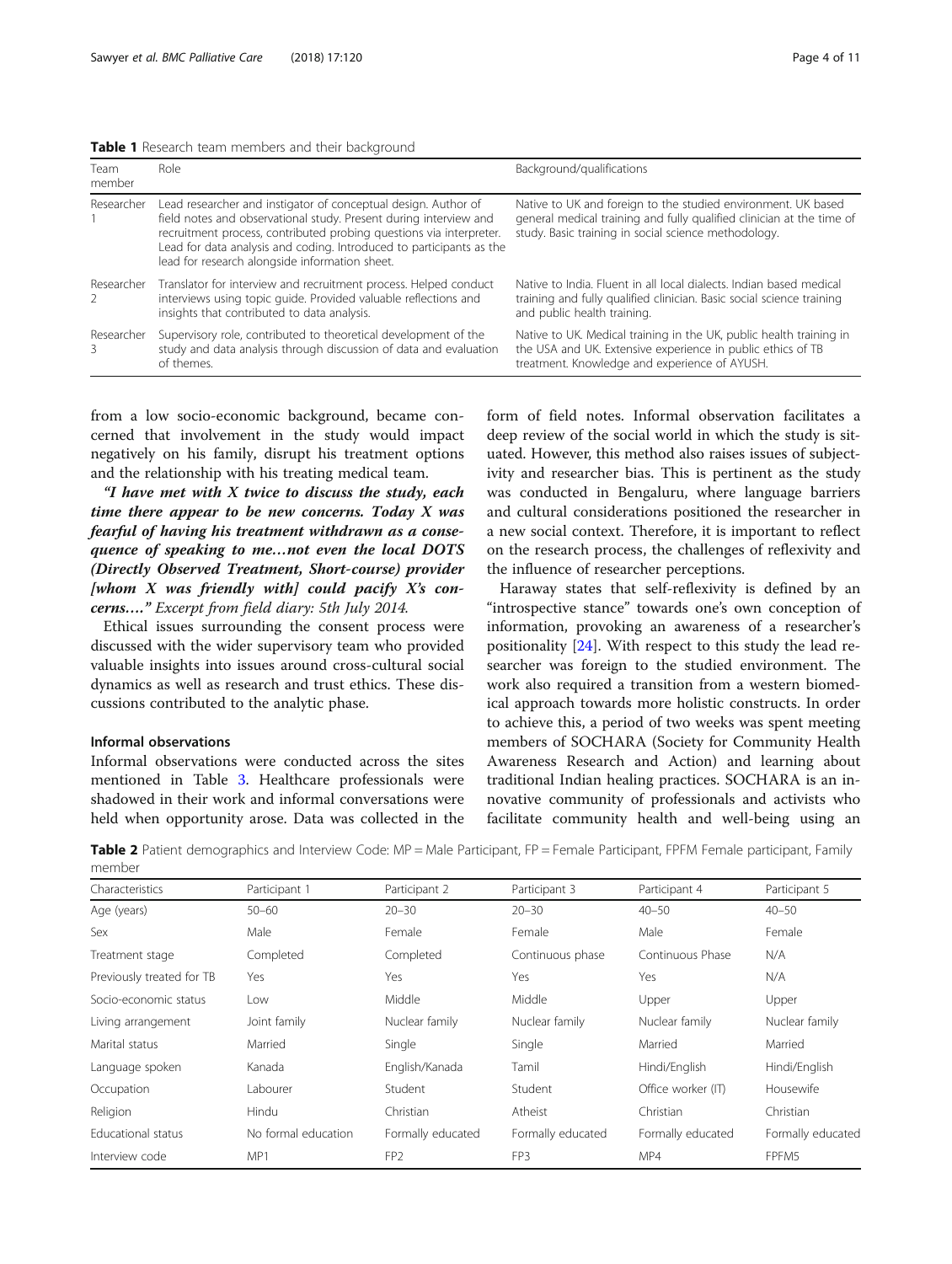**Table 1** Research team members and their background

| Team member | Role | Background/qualifications |
| --- | --- | --- |
| Researcher 1 | Lead researcher and instigator of conceptual design. Author of field notes and observational study. Present during interview and recruitment process, contributed probing questions via interpreter. Lead for data analysis and coding. Introduced to participants as the lead for research alongside information sheet. | Native to UK and foreign to the studied environment. UK based general medical training and fully qualified clinician at the time of study. Basic training in social science methodology. |
| Researcher 2 | Translator for interview and recruitment process. Helped conduct interviews using topic guide. Provided valuable reflections and insights that contributed to data analysis. | Native to India. Fluent in all local dialects. Indian based medical training and fully qualified clinician. Basic social science training and public health training. |
| Researcher 3 | Supervisory role, contributed to theoretical development of the study and data analysis through discussion of data and evaluation of themes. | Native to UK. Medical training in the UK, public health training in the USA and UK. Extensive experience in public ethics of TB treatment. Knowledge and experience of AYUSH. |

from a low socio-economic background, became concerned that involvement in the study would impact negatively on his family, disrupt his treatment options and the relationship with his treating medical team.

***"I have met with X twice to discuss the study, each time there appear to be new concerns. Today X was fearful of having his treatment withdrawn as a consequence of speaking to me…not even the local DOTS (Directly Observed Treatment, Short-course) provider [whom X was friendly with] could pacify X's concerns…." Excerpt from field diary: 5th July 2014.***

Ethical issues surrounding the consent process were discussed with the wider supervisory team who provided valuable insights into issues around cross-cultural social dynamics as well as research and trust ethics. These discussions contributed to the analytic phase.

#### Informal observations

Informal observations were conducted across the sites mentioned in Table 3. Healthcare professionals were shadowed in their work and informal conversations were held when opportunity arose. Data was collected in the form of field notes. Informal observation facilitates a deep review of the social world in which the study is situated. However, this method also raises issues of subjectivity and researcher bias. This is pertinent as the study was conducted in Bengaluru, where language barriers and cultural considerations positioned the researcher in a new social context. Therefore, it is important to reflect on the research process, the challenges of reflexivity and the influence of researcher perceptions.

Haraway states that self-reflexivity is defined by an "introspective stance" towards one's own conception of information, provoking an awareness of a researcher's positionality [24]. With respect to this study the lead researcher was foreign to the studied environment. The work also required a transition from a western biomedical approach towards more holistic constructs. In order to achieve this, a period of two weeks was spent meeting members of SOCHARA (Society for Community Health Awareness Research and Action) and learning about traditional Indian healing practices. SOCHARA is an innovative community of professionals and activists who facilitate community health and well-being using an

**Table 2** Patient demographics and Interview Code: MP = Male Participant, FP = Female Participant, FPFM Female participant, Family member

| Characteristics | Participant 1 | Participant 2 | Participant 3 | Participant 4 | Participant 5 |
| --- | --- | --- | --- | --- | --- |
| Age (years) | 50–60 | 20–30 | 20–30 | 40–50 | 40–50 |
| Sex | Male | Female | Female | Male | Female |
| Treatment stage | Completed | Completed | Continuous phase | Continuous Phase | N/A |
| Previously treated for TB | Yes | Yes | Yes | Yes | N/A |
| Socio-economic status | Low | Middle | Middle | Upper | Upper |
| Living arrangement | Joint family | Nuclear family | Nuclear family | Nuclear family | Nuclear family |
| Marital status | Married | Single | Single | Married | Married |
| Language spoken | Kanada | English/Kanada | Tamil | Hindi/English | Hindi/English |
| Occupation | Labourer | Student | Student | Office worker (IT) | Housewife |
| Religion | Hindu | Christian | Atheist | Christian | Christian |
| Educational status | No formal education | Formally educated | Formally educated | Formally educated | Formally educated |
| Interview code | MP1 | FP2 | FP3 | MP4 | FPFM5 |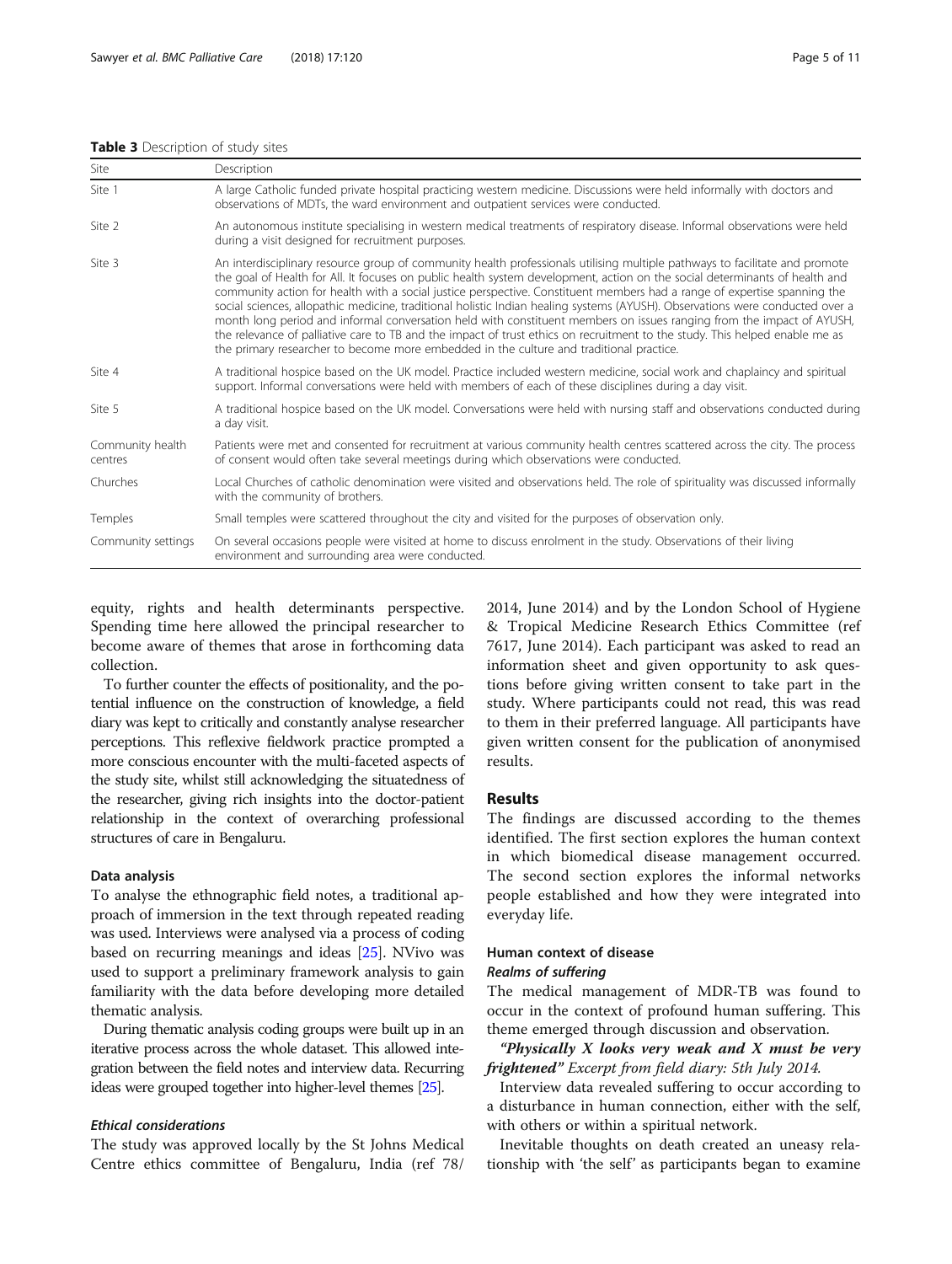**Table 3** Description of study sites

| Site | Description |
|---|---|
| Site 1 | A large Catholic funded private hospital practicing western medicine. Discussions were held informally with doctors and observations of MDTs, the ward environment and outpatient services were conducted. |
| Site 2 | An autonomous institute specialising in western medical treatments of respiratory disease. Informal observations were held during a visit designed for recruitment purposes. |
| Site 3 | An interdisciplinary resource group of community health professionals utilising multiple pathways to facilitate and promote the goal of Health for All. It focuses on public health system development, action on the social determinants of health and community action for health with a social justice perspective. Constituent members had a range of expertise spanning the social sciences, allopathic medicine, traditional holistic Indian healing systems (AYUSH). Observations were conducted over a month long period and informal conversation held with constituent members on issues ranging from the impact of AYUSH, the relevance of palliative care to TB and the impact of trust ethics on recruitment to the study. This helped enable me as the primary researcher to become more embedded in the culture and traditional practice. |
| Site 4 | A traditional hospice based on the UK model. Practice included western medicine, social work and chaplaincy and spiritual support. Informal conversations were held with members of each of these disciplines during a day visit. |
| Site 5 | A traditional hospice based on the UK model. Conversations were held with nursing staff and observations conducted during a day visit. |
| Community health centres | Patients were met and consented for recruitment at various community health centres scattered across the city. The process of consent would often take several meetings during which observations were conducted. |
| Churches | Local Churches of catholic denomination were visited and observations held. The role of spirituality was discussed informally with the community of brothers. |
| Temples | Small temples were scattered throughout the city and visited for the purposes of observation only. |
| Community settings | On several occasions people were visited at home to discuss enrolment in the study. Observations of their living environment and surrounding area were conducted. |

equity, rights and health determinants perspective. Spending time here allowed the principal researcher to become aware of themes that arose in forthcoming data collection.

To further counter the effects of positionality, and the potential influence on the construction of knowledge, a field diary was kept to critically and constantly analyse researcher perceptions. This reflexive fieldwork practice prompted a more conscious encounter with the multi-faceted aspects of the study site, whilst still acknowledging the situatedness of the researcher, giving rich insights into the doctor-patient relationship in the context of overarching professional structures of care in Bengaluru.

### Data analysis

To analyse the ethnographic field notes, a traditional approach of immersion in the text through repeated reading was used. Interviews were analysed via a process of coding based on recurring meanings and ideas [25]. NVivo was used to support a preliminary framework analysis to gain familiarity with the data before developing more detailed thematic analysis.

During thematic analysis coding groups were built up in an iterative process across the whole dataset. This allowed integration between the field notes and interview data. Recurring ideas were grouped together into higher-level themes [25].

#### Ethical considerations

The study was approved locally by the St Johns Medical Centre ethics committee of Bengaluru, India (ref 78/2014, June 2014) and by the London School of Hygiene & Tropical Medicine Research Ethics Committee (ref 7617, June 2014). Each participant was asked to read an information sheet and given opportunity to ask questions before giving written consent to take part in the study. Where participants could not read, this was read to them in their preferred language. All participants have given written consent for the publication of anonymised results.

## Results

The findings are discussed according to the themes identified. The first section explores the human context in which biomedical disease management occurred. The second section explores the informal networks people established and how they were integrated into everyday life.

### Human context of disease

#### Realms of suffering

The medical management of MDR-TB was found to occur in the context of profound human suffering. This theme emerged through discussion and observation.

***"Physically X looks very weak and X must be very frightened"*** *Excerpt from field diary: 5th July 2014.*

Interview data revealed suffering to occur according to a disturbance in human connection, either with the self, with others or within a spiritual network.

Inevitable thoughts on death created an uneasy relationship with 'the self' as participants began to examine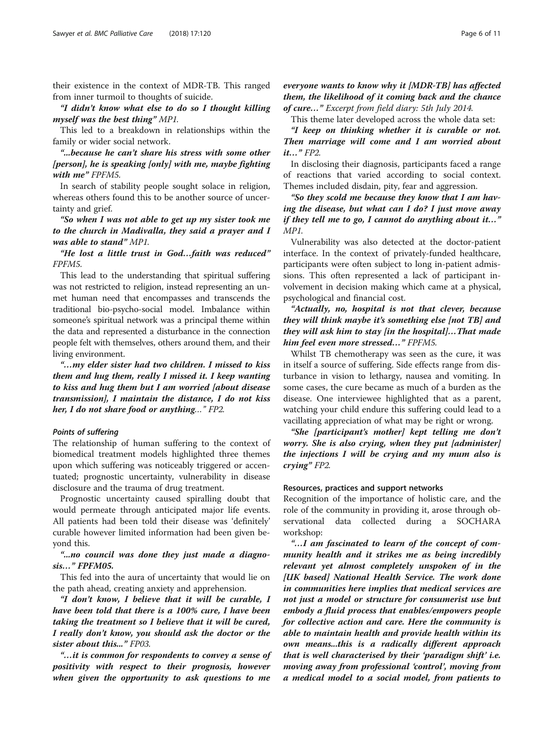their existence in the context of MDR-TB. This ranged from inner turmoil to thoughts of suicide.

***"I didn't know what else to do so I thought killing myself was the best thing"*** *MP1.*

This led to a breakdown in relationships within the family or wider social network.

***"...because he can't share his stress with some other [person], he is speaking [only] with me, maybe fighting with me"*** *FPFM5.*

In search of stability people sought solace in religion, whereas others found this to be another source of uncertainty and grief.

***"So when I was not able to get up my sister took me to the church in Madivalla, they said a prayer and I was able to stand"*** *MP1.*

***"He lost a little trust in God…faith was reduced"*** *FPFM5.*

This lead to the understanding that spiritual suffering was not restricted to religion, instead representing an unmet human need that encompasses and transcends the traditional bio-psycho-social model. Imbalance within someone's spiritual network was a principal theme within the data and represented a disturbance in the connection people felt with themselves, others around them, and their living environment.

***"…my elder sister had two children. I missed to kiss them and hug them, really I missed it. I keep wanting to kiss and hug them but I am worried [about disease transmission], I maintain the distance, I do not kiss her, I do not share food or anything…"*** *FP2.*

#### Points of suffering

The relationship of human suffering to the context of biomedical treatment models highlighted three themes upon which suffering was noticeably triggered or accentuated; prognostic uncertainty, vulnerability in disease disclosure and the trauma of drug treatment.

Prognostic uncertainty caused spiralling doubt that would permeate through anticipated major life events. All patients had been told their disease was 'definitely' curable however limited information had been given beyond this.

***"...no council was done they just made a diagnosis…" FPFM05.***

This fed into the aura of uncertainty that would lie on the path ahead, creating anxiety and apprehension.

***"I don't know, I believe that it will be curable, I have been told that there is a 100% cure, I have been taking the treatment so I believe that it will be cured, I really don't know, you should ask the doctor or the sister about this..."*** *FP03.*

***"…it is common for respondents to convey a sense of positivity with respect to their prognosis, however when given the opportunity to ask questions to me everyone wants to know why it [MDR-TB] has affected them, the likelihood of it coming back and the chance of cure…"*** *Excerpt from field diary: 5th July 2014.*

This theme later developed across the whole data set:

***"I keep on thinking whether it is curable or not. Then marriage will come and I am worried about it…"*** *FP2.*

In disclosing their diagnosis, participants faced a range of reactions that varied according to social context. Themes included disdain, pity, fear and aggression.

***"So they scold me because they know that I am having the disease, but what can I do? I just move away if they tell me to go, I cannot do anything about it…"*** *MP1.*

Vulnerability was also detected at the doctor-patient interface. In the context of privately-funded healthcare, participants were often subject to long in-patient admissions. This often represented a lack of participant involvement in decision making which came at a physical, psychological and financial cost.

***"Actually, no, hospital is not that clever, because they will think maybe it's something else [not TB] and they will ask him to stay [in the hospital]…That made him feel even more stressed…"*** *FPFM5.*

Whilst TB chemotherapy was seen as the cure, it was in itself a source of suffering. Side effects range from disturbance in vision to lethargy, nausea and vomiting. In some cases, the cure became as much of a burden as the disease. One interviewee highlighted that as a parent, watching your child endure this suffering could lead to a vacillating appreciation of what may be right or wrong.

***"She [participant's mother] kept telling me don't worry. She is also crying, when they put [administer] the injections I will be crying and my mum also is crying"*** *FP2.*

### Resources, practices and support networks

Recognition of the importance of holistic care, and the role of the community in providing it, arose through observational data collected during a SOCHARA workshop:

***"…I am fascinated to learn of the concept of community health and it strikes me as being incredibly relevant yet almost completely unspoken of in the [UK based] National Health Service. The work done in communities here implies that medical services are not just a model or structure for consumerist use but embody a fluid process that enables/empowers people for collective action and care. Here the community is able to maintain health and provide health within its own means...this is a radically different approach that is well characterised by their 'paradigm shift' i.e. moving away from professional 'control', moving from a medical model to a social model, from patients to***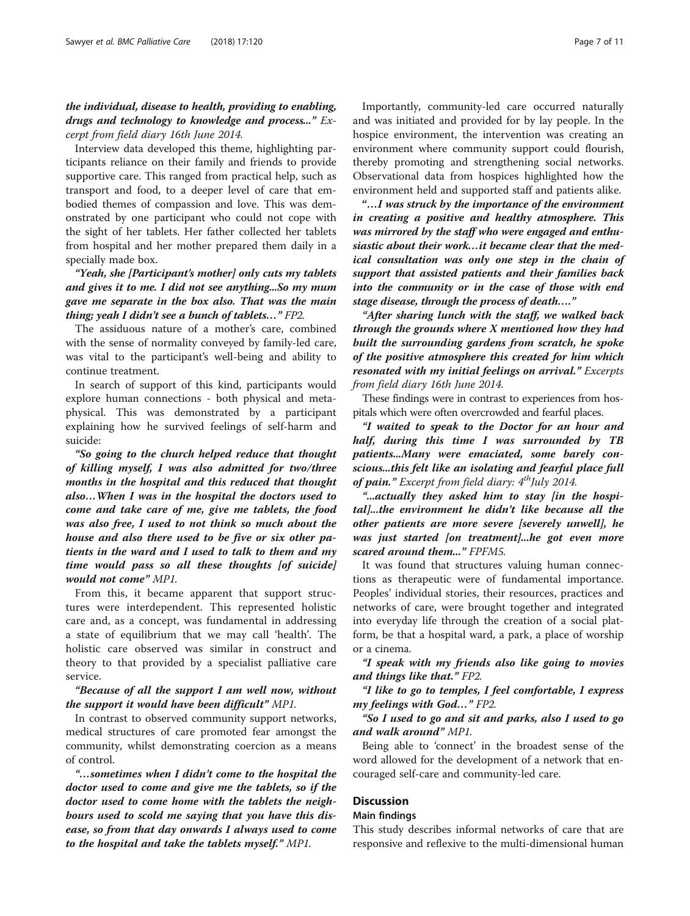***the individual, disease to health, providing to enabling, drugs and technology to knowledge and process..."*** *Excerpt from field diary 16th June 2014.*

Interview data developed this theme, highlighting participants reliance on their family and friends to provide supportive care. This ranged from practical help, such as transport and food, to a deeper level of care that embodied themes of compassion and love. This was demonstrated by one participant who could not cope with the sight of her tablets. Her father collected her tablets from hospital and her mother prepared them daily in a specially made box.

***"Yeah, she [Participant's mother] only cuts my tablets and gives it to me. I did not see anything...So my mum gave me separate in the box also. That was the main thing; yeah I didn't see a bunch of tablets…"*** *FP2.*

The assiduous nature of a mother's care, combined with the sense of normality conveyed by family-led care, was vital to the participant's well-being and ability to continue treatment.

In search of support of this kind, participants would explore human connections - both physical and metaphysical. This was demonstrated by a participant explaining how he survived feelings of self-harm and suicide:

***"So going to the church helped reduce that thought of killing myself, I was also admitted for two/three months in the hospital and this reduced that thought also…When I was in the hospital the doctors used to come and take care of me, give me tablets, the food was also free, I used to not think so much about the house and also there used to be five or six other patients in the ward and I used to talk to them and my time would pass so all these thoughts [of suicide] would not come"*** *MP1.*

From this, it became apparent that support structures were interdependent. This represented holistic care and, as a concept, was fundamental in addressing a state of equilibrium that we may call 'health'. The holistic care observed was similar in construct and theory to that provided by a specialist palliative care service.

***"Because of all the support I am well now, without the support it would have been difficult"*** *MP1.*

In contrast to observed community support networks, medical structures of care promoted fear amongst the community, whilst demonstrating coercion as a means of control.

***"…sometimes when I didn't come to the hospital the doctor used to come and give me the tablets, so if the doctor used to come home with the tablets the neighbours used to scold me saying that you have this disease, so from that day onwards I always used to come to the hospital and take the tablets myself."*** *MP1.*

Importantly, community-led care occurred naturally and was initiated and provided for by lay people. In the hospice environment, the intervention was creating an environment where community support could flourish, thereby promoting and strengthening social networks. Observational data from hospices highlighted how the environment held and supported staff and patients alike.

***"…I was struck by the importance of the environment in creating a positive and healthy atmosphere. This was mirrored by the staff who were engaged and enthusiastic about their work…it became clear that the medical consultation was only one step in the chain of support that assisted patients and their families back into the community or in the case of those with end stage disease, through the process of death…."***

***"After sharing lunch with the staff, we walked back through the grounds where X mentioned how they had built the surrounding gardens from scratch, he spoke of the positive atmosphere this created for him which resonated with my initial feelings on arrival."*** *Excerpts from field diary 16th June 2014.*

These findings were in contrast to experiences from hospitals which were often overcrowded and fearful places.

***"I waited to speak to the Doctor for an hour and half, during this time I was surrounded by TB patients...Many were emaciated, some barely conscious...this felt like an isolating and fearful place full of pain."*** *Excerpt from field diary: 4th July 2014.*

***"...actually they asked him to stay [in the hospital]...the environment he didn't like because all the other patients are more severe [severely unwell], he was just started [on treatment]...he got even more scared around them..."*** *FPFM5.*

It was found that structures valuing human connections as therapeutic were of fundamental importance. Peoples' individual stories, their resources, practices and networks of care, were brought together and integrated into everyday life through the creation of a social platform, be that a hospital ward, a park, a place of worship or a cinema.

***"I speak with my friends also like going to movies and things like that."*** *FP2.*

***"I like to go to temples, I feel comfortable, I express my feelings with God…"*** *FP2.*

***"So I used to go and sit and parks, also I used to go and walk around"*** *MP1.*

Being able to 'connect' in the broadest sense of the word allowed for the development of a network that encouraged self-care and community-led care.

## Discussion

### Main findings

This study describes informal networks of care that are responsive and reflexive to the multi-dimensional human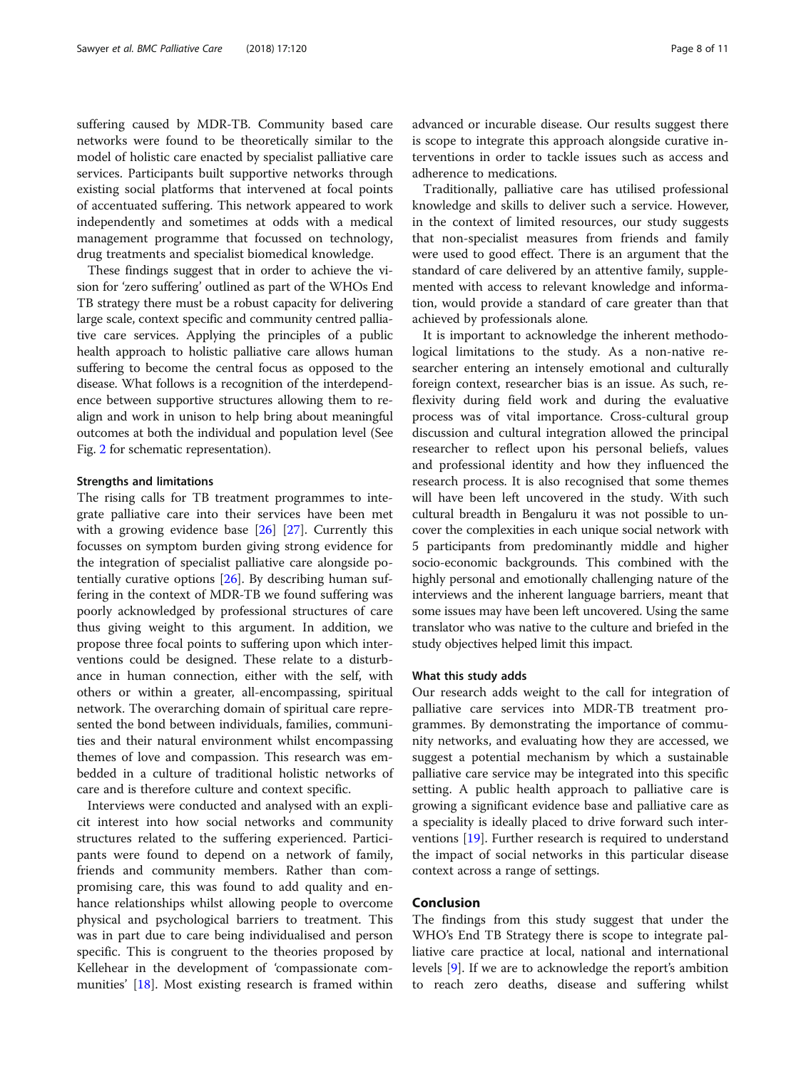suffering caused by MDR-TB. Community based care networks were found to be theoretically similar to the model of holistic care enacted by specialist palliative care services. Participants built supportive networks through existing social platforms that intervened at focal points of accentuated suffering. This network appeared to work independently and sometimes at odds with a medical management programme that focussed on technology, drug treatments and specialist biomedical knowledge.

These findings suggest that in order to achieve the vision for 'zero suffering' outlined as part of the WHOs End TB strategy there must be a robust capacity for delivering large scale, context specific and community centred palliative care services. Applying the principles of a public health approach to holistic palliative care allows human suffering to become the central focus as opposed to the disease. What follows is a recognition of the interdependence between supportive structures allowing them to realign and work in unison to help bring about meaningful outcomes at both the individual and population level (See Fig. 2 for schematic representation).

### Strengths and limitations

The rising calls for TB treatment programmes to integrate palliative care into their services have been met with a growing evidence base [26] [27]. Currently this focusses on symptom burden giving strong evidence for the integration of specialist palliative care alongside potentially curative options [26]. By describing human suffering in the context of MDR-TB we found suffering was poorly acknowledged by professional structures of care thus giving weight to this argument. In addition, we propose three focal points to suffering upon which interventions could be designed. These relate to a disturbance in human connection, either with the self, with others or within a greater, all-encompassing, spiritual network. The overarching domain of spiritual care represented the bond between individuals, families, communities and their natural environment whilst encompassing themes of love and compassion. This research was embedded in a culture of traditional holistic networks of care and is therefore culture and context specific.

Interviews were conducted and analysed with an explicit interest into how social networks and community structures related to the suffering experienced. Participants were found to depend on a network of family, friends and community members. Rather than compromising care, this was found to add quality and enhance relationships whilst allowing people to overcome physical and psychological barriers to treatment. This was in part due to care being individualised and person specific. This is congruent to the theories proposed by Kellehear in the development of 'compassionate communities' [18]. Most existing research is framed within advanced or incurable disease. Our results suggest there is scope to integrate this approach alongside curative interventions in order to tackle issues such as access and adherence to medications.

Traditionally, palliative care has utilised professional knowledge and skills to deliver such a service. However, in the context of limited resources, our study suggests that non-specialist measures from friends and family were used to good effect. There is an argument that the standard of care delivered by an attentive family, supplemented with access to relevant knowledge and information, would provide a standard of care greater than that achieved by professionals alone.

It is important to acknowledge the inherent methodological limitations to the study. As a non-native researcher entering an intensely emotional and culturally foreign context, researcher bias is an issue. As such, reflexivity during field work and during the evaluative process was of vital importance. Cross-cultural group discussion and cultural integration allowed the principal researcher to reflect upon his personal beliefs, values and professional identity and how they influenced the research process. It is also recognised that some themes will have been left uncovered in the study. With such cultural breadth in Bengaluru it was not possible to uncover the complexities in each unique social network with 5 participants from predominantly middle and higher socio-economic backgrounds. This combined with the highly personal and emotionally challenging nature of the interviews and the inherent language barriers, meant that some issues may have been left uncovered. Using the same translator who was native to the culture and briefed in the study objectives helped limit this impact.

### What this study adds

Our research adds weight to the call for integration of palliative care services into MDR-TB treatment programmes. By demonstrating the importance of community networks, and evaluating how they are accessed, we suggest a potential mechanism by which a sustainable palliative care service may be integrated into this specific setting. A public health approach to palliative care is growing a significant evidence base and palliative care as a speciality is ideally placed to drive forward such interventions [19]. Further research is required to understand the impact of social networks in this particular disease context across a range of settings.

## Conclusion

The findings from this study suggest that under the WHO's End TB Strategy there is scope to integrate palliative care practice at local, national and international levels [9]. If we are to acknowledge the report's ambition to reach zero deaths, disease and suffering whilst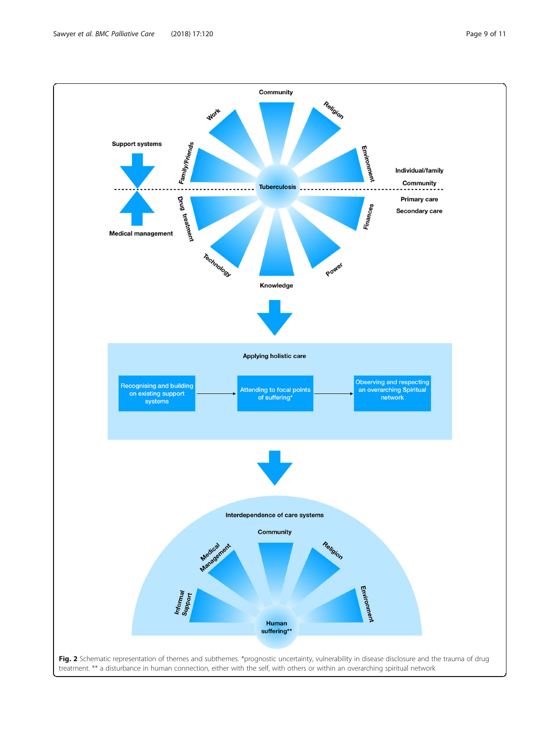**Fig. 2** Schematic representation of themes and subthemes. *prognostic uncertainty, vulnerability in disease disclosure and the trauma of drug treatment. ** a disturbance in human connection, either with the self, with others or within an overarching spiritual network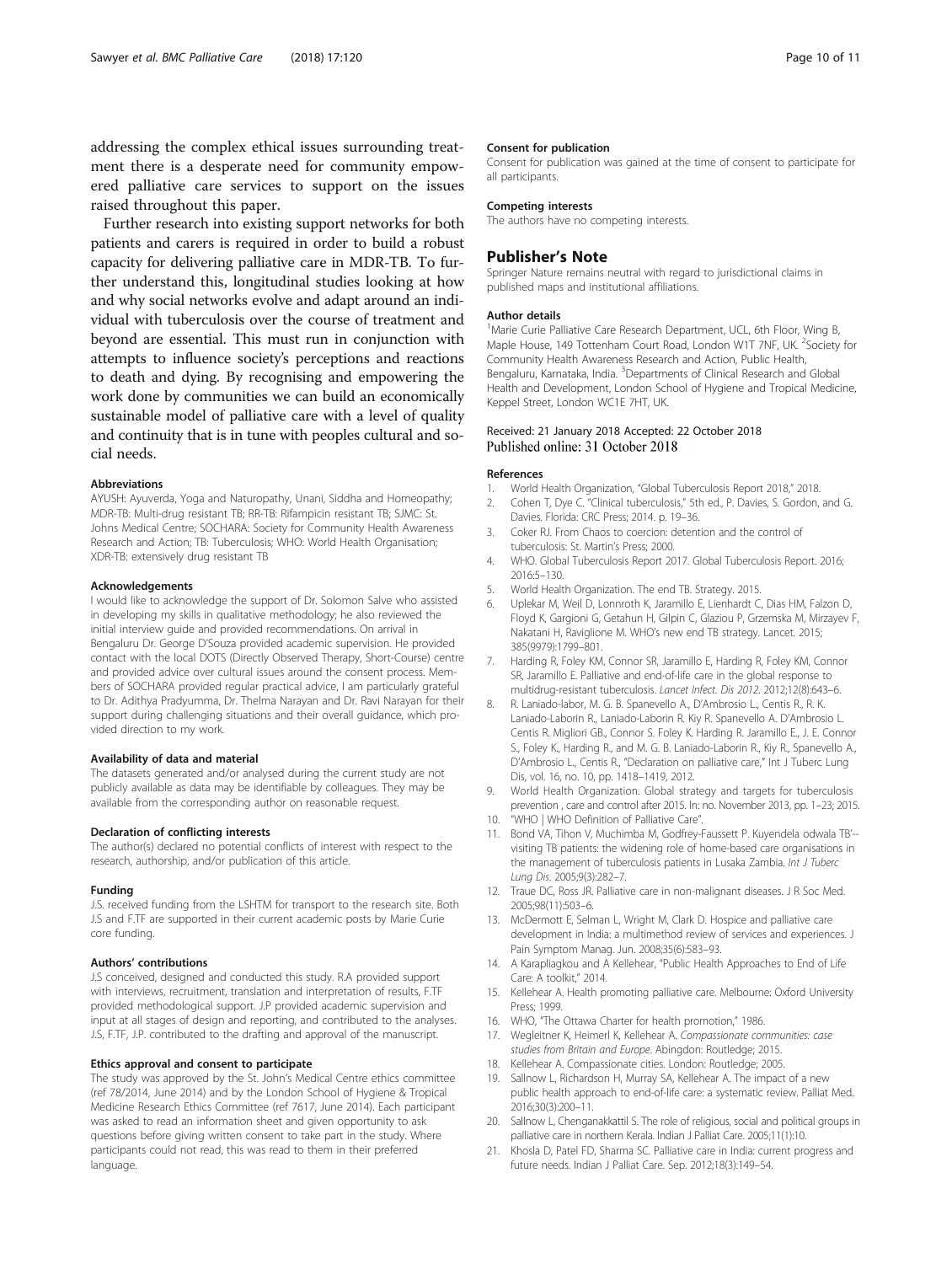addressing the complex ethical issues surrounding treatment there is a desperate need for community empowered palliative care services to support on the issues raised throughout this paper.

Further research into existing support networks for both patients and carers is required in order to build a robust capacity for delivering palliative care in MDR-TB. To further understand this, longitudinal studies looking at how and why social networks evolve and adapt around an individual with tuberculosis over the course of treatment and beyond are essential. This must run in conjunction with attempts to influence society's perceptions and reactions to death and dying. By recognising and empowering the work done by communities we can build an economically sustainable model of palliative care with a level of quality and continuity that is in tune with peoples cultural and social needs.

#### Abbreviations

AYUSH: Ayurverda, Yoga and Naturopathy, Unani, Siddha and Homeopathy; MDR-TB: Multi-drug resistant TB; RR-TB: Rifampicin resistant TB; SJMC: St. Johns Medical Centre; SOCHARA: Society for Community Health Awareness Research and Action; TB: Tuberculosis; WHO: World Health Organisation; XDR-TB: extensively drug resistant TB

#### Acknowledgements

I would like to acknowledge the support of Dr. Solomon Salve who assisted in developing my skills in qualitative methodology; he also reviewed the initial interview guide and provided recommendations. On arrival in Bengaluru Dr. George D'Souza provided academic supervision. He provided contact with the local DOTS (Directly Observed Therapy, Short-Course) centre and provided advice over cultural issues around the consent process. Members of SOCHARA provided regular practical advice, I am particularly grateful to Dr. Adithya Pradyumma, Dr. Thelma Narayan and Dr. Ravi Narayan for their support during challenging situations and their overall guidance, which provided direction to my work.

#### Availability of data and material

The datasets generated and/or analysed during the current study are not publicly available as data may be identifiable by colleagues. They may be available from the corresponding author on reasonable request.

#### Declaration of conflicting interests

The author(s) declared no potential conflicts of interest with respect to the research, authorship, and/or publication of this article.

#### Funding

J.S. received funding from the LSHTM for transport to the research site. Both J.S and F.TF are supported in their current academic posts by Marie Curie core funding.

#### Authors' contributions

J.S conceived, designed and conducted this study. R.A provided support with interviews, recruitment, translation and interpretation of results, F.TF provided methodological support. J.P provided academic supervision and input at all stages of design and reporting, and contributed to the analyses. J.S, F.TF, J.P. contributed to the drafting and approval of the manuscript.

#### Ethics approval and consent to participate

The study was approved by the St. John's Medical Centre ethics committee (ref 78/2014, June 2014) and by the London School of Hygiene & Tropical Medicine Research Ethics Committee (ref 7617, June 2014). Each participant was asked to read an information sheet and given opportunity to ask questions before giving written consent to take part in the study. Where participants could not read, this was read to them in their preferred language.

#### Consent for publication

Consent for publication was gained at the time of consent to participate for all participants.

#### Competing interests

The authors have no competing interests.

## Publisher's Note

Springer Nature remains neutral with regard to jurisdictional claims in published maps and institutional affiliations.

#### Author details

[1]Marie Curie Palliative Care Research Department, UCL, 6th Floor, Wing B, Maple House, 149 Tottenham Court Road, London W1T 7NF, UK. [2]Society for Community Health Awareness Research and Action, Public Health, Bengaluru, Karnataka, India. [3]Departments of Clinical Research and Global Health and Development, London School of Hygiene and Tropical Medicine, Keppel Street, London WC1E 7HT, UK.

Received: 21 January 2018 Accepted: 22 October 2018
Published online: 31 October 2018

#### References

1. World Health Organization, "Global Tuberculosis Report 2018," 2018.
2. Cohen T, Dye C. "Clinical tuberculosis," 5th ed., P. Davies, S. Gordon, and G. Davies. Florida: CRC Press; 2014. p. 19–36.
3. Coker RJ. From Chaos to coercion: detention and the control of tuberculosis: St. Martin's Press; 2000.
4. WHO. Global Tuberculosis Report 2017. Global Tuberculosis Report. 2016; 2016:5–130.
5. World Health Organization. The end TB. Strategy. 2015.
6. Uplekar M, Weil D, Lonnroth K, Jaramillo E, Lienhardt C, Dias HM, Falzon D, Floyd K, Gargioni G, Getahun H, Gilpin C, Glaziou P, Grzemska M, Mirzayev F, Nakatani H, Raviglione M. WHO's new end TB strategy. Lancet. 2015; 385(9979):1799–801.
7. Harding R, Foley KM, Connor SR, Jaramillo E, Harding R, Foley KM, Connor SR, Jaramillo E. Palliative and end-of-life care in the global response to multidrug-resistant tuberculosis. *Lancet Infect. Dis 2012*. 2012;12(8):643–6.
8. R. Laniado-labor, M. G. B. Spanevello A., D'Ambrosio L., Centis R., R. K. Laniado-Laborin R., Laniado-Laborin R. Kiy R. Spanevello A. D'Ambrosio L. Centis R. Migliori GB., Connor S. Foley K. Harding R. Jaramillo E., J. E. Connor S., Foley K., Harding R., and M. G. B. Laniado-Laborin R., Kiy R., Spanevello A., D'Ambrosio L., Centis R., "Declaration on palliative care," Int J Tuberc Lung Dis, vol. 16, no. 10, pp. 1418–1419, 2012.
9. World Health Organization. Global strategy and targets for tuberculosis prevention , care and control after 2015. In: no. November 2013, pp. 1–23; 2015.
10. "WHO | WHO Definition of Palliative Care".
11. Bond VA, Tihon V, Muchimba M, Godfrey-Faussett P. Kuyendela odwala TB'--visiting TB patients: the widening role of home-based care organisations in the management of tuberculosis patients in Lusaka Zambia. *Int J Tuberc Lung Dis*. 2005;9(3):282–7.
12. Traue DC, Ross JR. Palliative care in non-malignant diseases. J R Soc Med. 2005;98(11):503–6.
13. McDermott E, Selman L, Wright M, Clark D. Hospice and palliative care development in India: a multimethod review of services and experiences. J Pain Symptom Manag. Jun. 2008;35(6):583–93.
14. A Karapliagkou and A Kellehear, "Public Health Approaches to End of Life Care: A toolkit," 2014.
15. Kellehear A. Health promoting palliative care. Melbourne: Oxford University Press; 1999.
16. WHO, "The Ottawa Charter for health promotion," 1986.
17. Wegleitner K, Heimerl K, Kellehear A. *Compassionate communities: case studies from Britain and Europe*. Abingdon: Routledge; 2015.
18. Kellehear A. Compassionate cities. London: Routledge; 2005.
19. Sallnow L, Richardson H, Murray SA, Kellehear A. The impact of a new public health approach to end-of-life care: a systematic review. Palliat Med. 2016;30(3):200–11.
20. Sallnow L, Chenganakkattil S. The role of religious, social and political groups in palliative care in northern Kerala. Indian J Palliat Care. 2005;11(1):10.
21. Khosla D, Patel FD, Sharma SC. Palliative care in India: current progress and future needs. Indian J Palliat Care. Sep. 2012;18(3):149–54.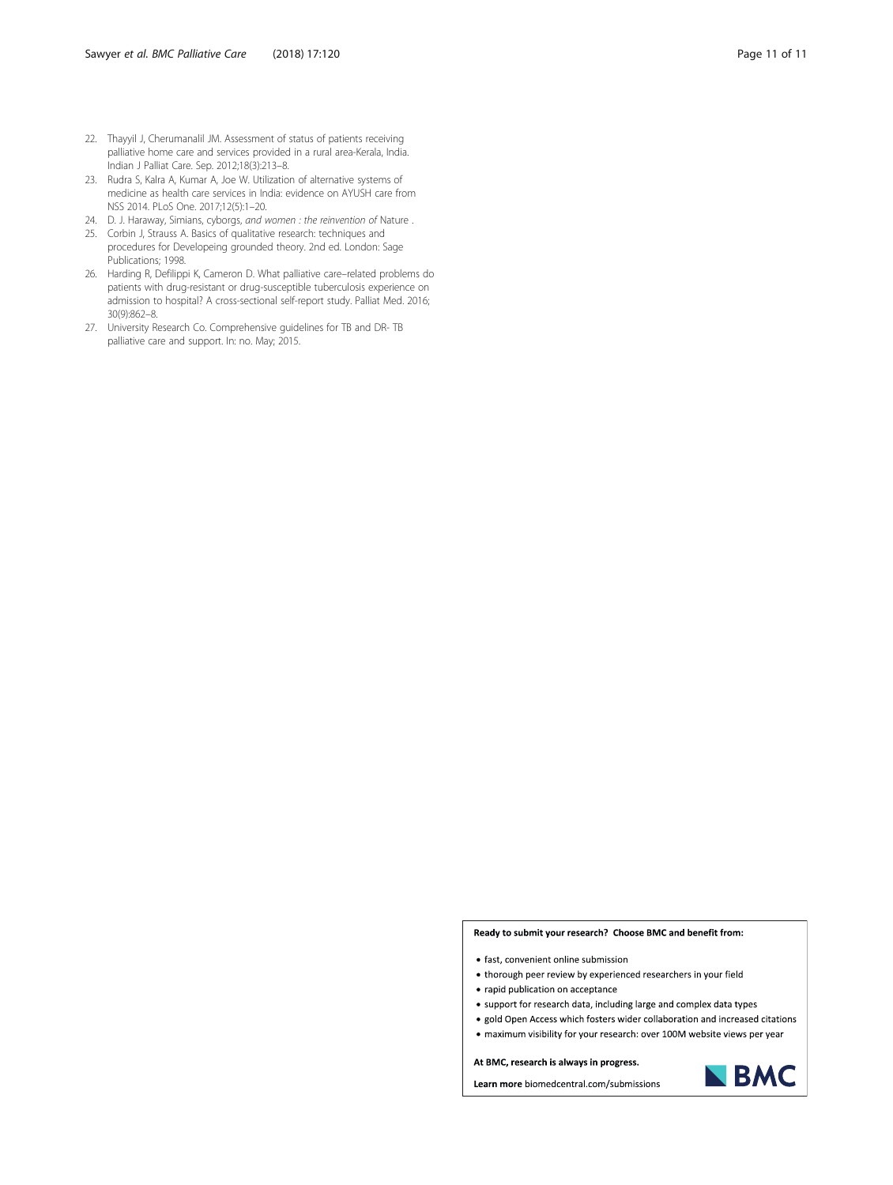22. Thayyil J, Cherumanalil JM. Assessment of status of patients receiving palliative home care and services provided in a rural area-Kerala, India. Indian J Palliat Care. Sep. 2012;18(3):213–8.
23. Rudra S, Kalra A, Kumar A, Joe W. Utilization of alternative systems of medicine as health care services in India: evidence on AYUSH care from NSS 2014. PLoS One. 2017;12(5):1–20.
24. D. J. Haraway, Simians, cyborgs, *and women : the reinvention of* Nature .
25. Corbin J, Strauss A. Basics of qualitative research: techniques and procedures for Developeing grounded theory. 2nd ed. London: Sage Publications; 1998.
26. Harding R, Defilippi K, Cameron D. What palliative care–related problems do patients with drug-resistant or drug-susceptible tuberculosis experience on admission to hospital? A cross-sectional self-report study. Palliat Med. 2016; 30(9):862–8.
27. University Research Co. Comprehensive guidelines for TB and DR- TB palliative care and support. In: no. May; 2015.

**Ready to submit your research? Choose BMC and benefit from:**

- fast, convenient online submission
- thorough peer review by experienced researchers in your field
- rapid publication on acceptance
- support for research data, including large and complex data types
- gold Open Access which fosters wider collaboration and increased citations
- maximum visibility for your research: over 100M website views per year

**At BMC, research is always in progress.**

**Learn more** biomedcentral.com/submissions

BMC